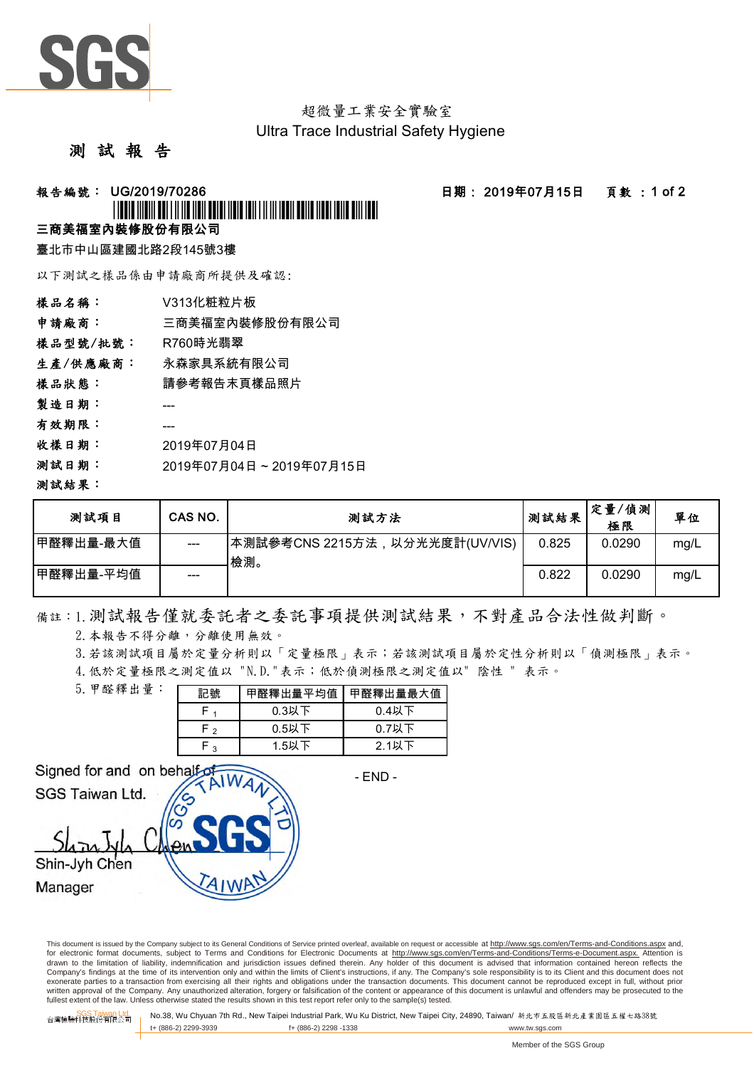超微量工業安全實驗室
Ultra Trace Industrial Safety Hygiene

# 測 試 報 告

**報告編號： UG/2019/70286**　　　　**日期： 2019年07月15日**　　**頁數 ：1 of 2**

**三商美福室內裝修股份有限公司**

臺北市中山區建國北路2段145號3樓

以下測試之樣品係由申請廠商所提供及確認:

**樣品名稱：** V313化粧粒片板
**申請廠商：** 三商美福室內裝修股份有限公司
**樣品型號/批號：** R760時光翡翠
**生產/供應廠商：** 永森家具系統有限公司
**樣品狀態：** 請參考報告末頁樣品照片
**製造日期：** ---
**有效期限：** ---
**收樣日期：** 2019年07月04日
**測試日期：** 2019年07月04日 ~ 2019年07月15日
**測試結果：**

| 測試項目 | CAS NO. | 測試方法 | 測試結果 | 定量/偵測極限 | 單位 |
|---|---|---|---|---|---|
| 甲醛釋出量-最大值 | --- | 本測試參考CNS 2215方法，以分光光度計(UV/VIS)檢測。 | 0.825 | 0.0290 | mg/L |
| 甲醛釋出量-平均值 | --- | | 0.822 | 0.0290 | mg/L |

備註：1. 測試報告僅就委託者之委託事項提供測試結果，不對產品合法性做判斷。
2. 本報告不得分離，分離使用無效。
3. 若該測試項目屬於定量分析則以「定量極限」表示；若該測試項目屬於定性分析則以「偵測極限」表示。
4. 低於定量極限之測定值以 "N.D."表示；低於偵測極限之測定值以" 陰性 " 表示。
5. 甲醛釋出量：

| 記號 | 甲醛釋出量平均值 | 甲醛釋出量最大值 |
|---|---|---|
| $F_1$ | 0.3以下 | 0.4以下 |
| $F_2$ | 0.5以下 | 0.7以下 |
| $F_3$ | 1.5以下 | 2.1以下 |

Signed for and on behalf of
SGS Taiwan Ltd.

Shin-Jyh Chen
Manager

- END -

This document is issued by the Company subject to its General Conditions of Service printed overleaf, available on request or accessible at http://www.sgs.com/en/Terms-and-Conditions.aspx and, for electronic format documents, subject to Terms and Conditions for Electronic Documents at http://www.sgs.com/en/Terms-and-Conditions/Terms-e-Document.aspx. Attention is drawn to the limitation of liability, indemnification and jurisdiction issues defined therein. Any holder of this document is advised that information contained hereon reflects the Company's findings at the time of its intervention only and within the limits of Client's instructions, if any. The Company's sole responsibility is to its Client and this document does not exonerate parties to a transaction from exercising all their rights and obligations under the transaction documents. This document cannot be reproduced except in full, without prior written approval of the Company. Any unauthorized alteration, forgery or falsification of the content or appearance of this document is unlawful and offenders may be prosecuted to the fullest extent of the law. Unless otherwise stated the results shown in this test report refer only to the sample(s) tested.

台灣檢驗科技股份有限公司 SGS Taiwan Ltd. No.38, Wu Chyuan 7th Rd., New Taipei Industrial Park, Wu Ku District, New Taipei City, 24890, Taiwan/ 新北市五股區新北產業園區五權七路38號
t+ (886-2) 2299-3939　f+ (886-2) 2298 -1338　www.tw.sgs.com

Member of the SGS Group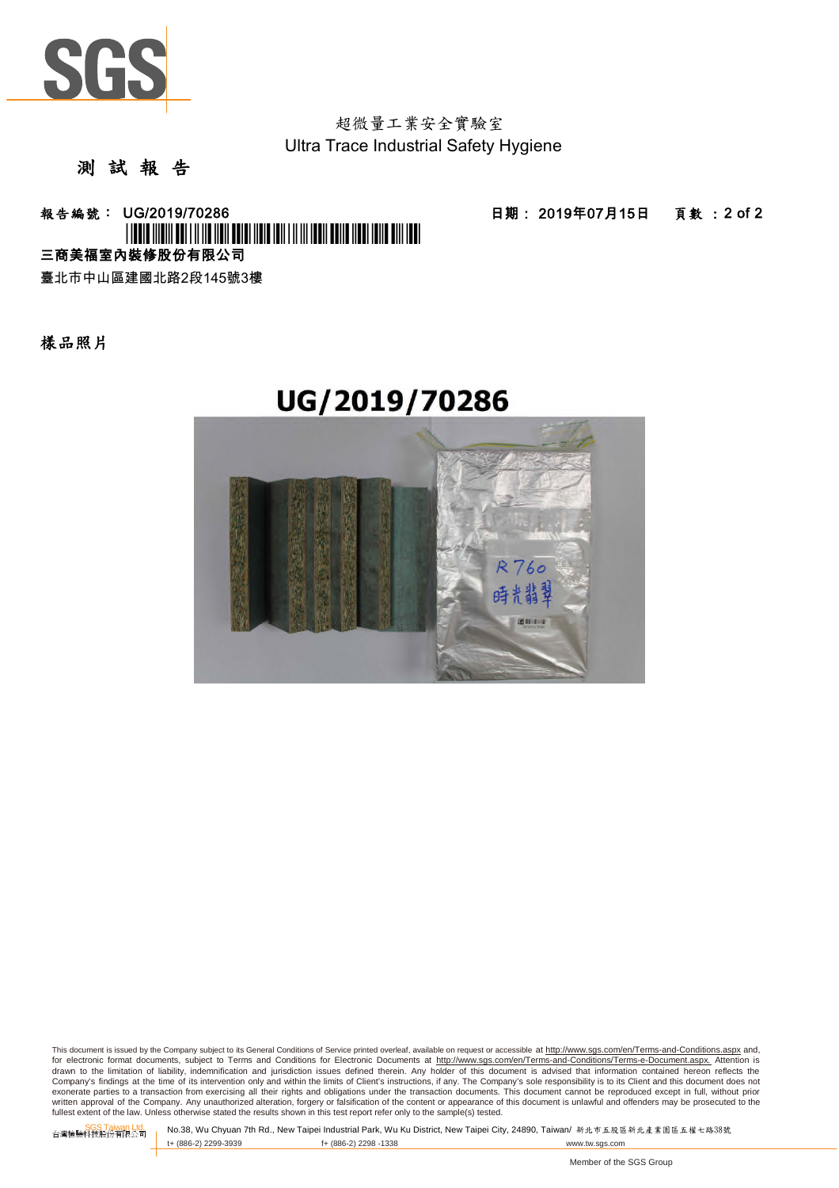超微量工業安全實驗室

Ultra Trace Industrial Safety Hygiene

# 測 試 報 告

報告編號： UG/2019/70286　　日期： 2019年07月15日

三商美福室內裝修股份有限公司

臺北市中山區建國北路2段145號3樓

## 樣品照片

UG/2019/70286

R760
時光翡翠

This document is issued by the Company subject to its General Conditions of Service printed overleaf, available on request or accessible at http://www.sgs.com/en/Terms-and-Conditions.aspx and, for electronic format documents, subject to Terms and Conditions for Electronic Documents at http://www.sgs.com/en/Terms-and-Conditions/Terms-e-Document.aspx. Attention is drawn to the limitation of liability, indemnification and jurisdiction issues defined therein. Any holder of this document is advised that information contained hereon reflects the Company's findings at the time of its intervention only and within the limits of Client's instructions, if any. The Company's sole responsibility is to its Client and this document does not exonerate parties to a transaction from exercising all their rights and obligations under the transaction documents. This document cannot be reproduced except in full, without prior written approval of the Company. Any unauthorized alteration, forgery or falsification of the content or appearance of this document is unlawful and offenders may be prosecuted to the fullest extent of the law. Unless otherwise stated the results shown in this test report refer only to the sample(s) tested.

SGS Taiwan Ltd. 台灣檢驗科技股份有限公司 No.38, Wu Chyuan 7th Rd., New Taipei Industrial Park, Wu Ku District, New Taipei City, 24890, Taiwan/ 新北市五股區新北產業園區五權七路38號 t+ (886-2) 2299-3939 f+ (886-2) 2298 -1338 www.tw.sgs.com

Member of the SGS Group